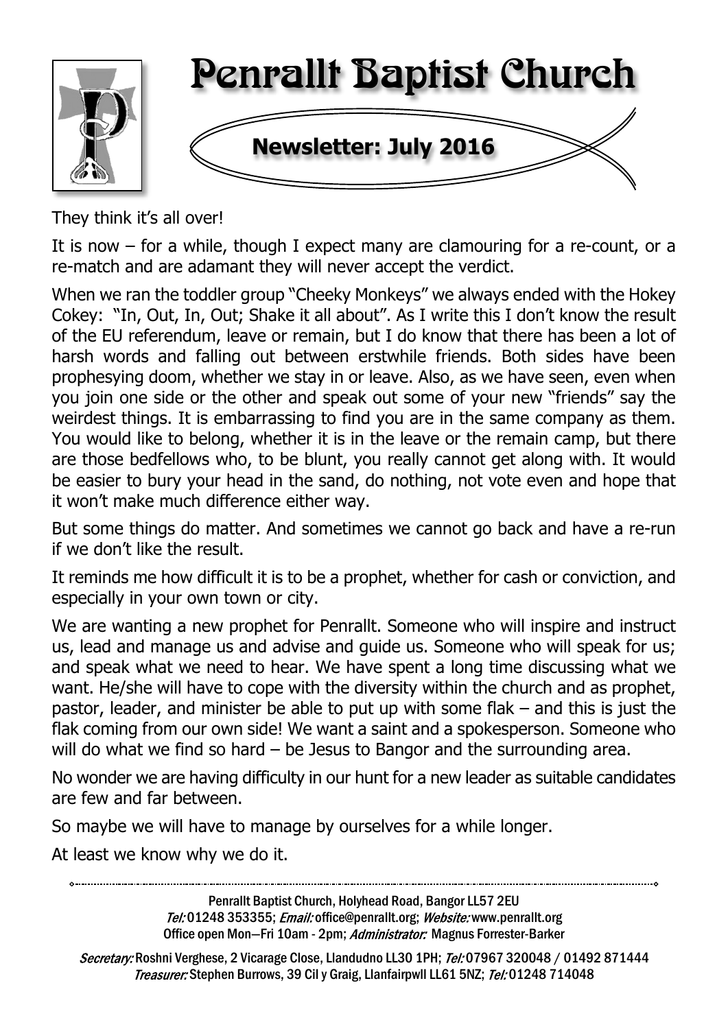# Penrallt Baptist Church

## Newsletter: July 2016

They think it's all over!

It is now – for a while, though I expect many are clamouring for a re-count, or a re-match and are adamant they will never accept the verdict.

When we ran the toddler group "Cheeky Monkeys" we always ended with the Hokey Cokey: "In, Out, In, Out; Shake it all about". As I write this I don't know the result of the EU referendum, leave or remain, but I do know that there has been a lot of harsh words and falling out between erstwhile friends. Both sides have been prophesying doom, whether we stay in or leave. Also, as we have seen, even when you join one side or the other and speak out some of your new "friends" say the weirdest things. It is embarrassing to find you are in the same company as them. You would like to belong, whether it is in the leave or the remain camp, but there are those bedfellows who, to be blunt, you really cannot get along with. It would be easier to bury your head in the sand, do nothing, not vote even and hope that it won't make much difference either way.

But some things do matter. And sometimes we cannot go back and have a re-run if we don't like the result.

It reminds me how difficult it is to be a prophet, whether for cash or conviction, and especially in your own town or city.

We are wanting a new prophet for Penrallt. Someone who will inspire and instruct us, lead and manage us and advise and guide us. Someone who will speak for us; and speak what we need to hear. We have spent a long time discussing what we want. He/she will have to cope with the diversity within the church and as prophet, pastor, leader, and minister be able to put up with some flak – and this is just the flak coming from our own side! We want a saint and a spokesperson. Someone who will do what we find so hard – be Jesus to Bangor and the surrounding area.

No wonder we are having difficulty in our hunt for a new leader as suitable candidates are few and far between.

So maybe we will have to manage by ourselves for a while longer.

At least we know why we do it.

---

Penrallt Baptist Church, Holyhead Road, Bangor LL57 2EU
*Tel:* 01248 353355; *Email:* office@penrallt.org; *Website:* www.penrallt.org
Office open Mon—Fri 10am - 2pm; *Administrator:* Magnus Forrester-Barker

*Secretary:* Roshni Verghese, 2 Vicarage Close, Llandudno LL30 1PH; *Tel:* 07967 320048 / 01492 871444
*Treasurer:* Stephen Burrows, 39 Cil y Graig, Llanfairpwll LL61 5NZ; *Tel:* 01248 714048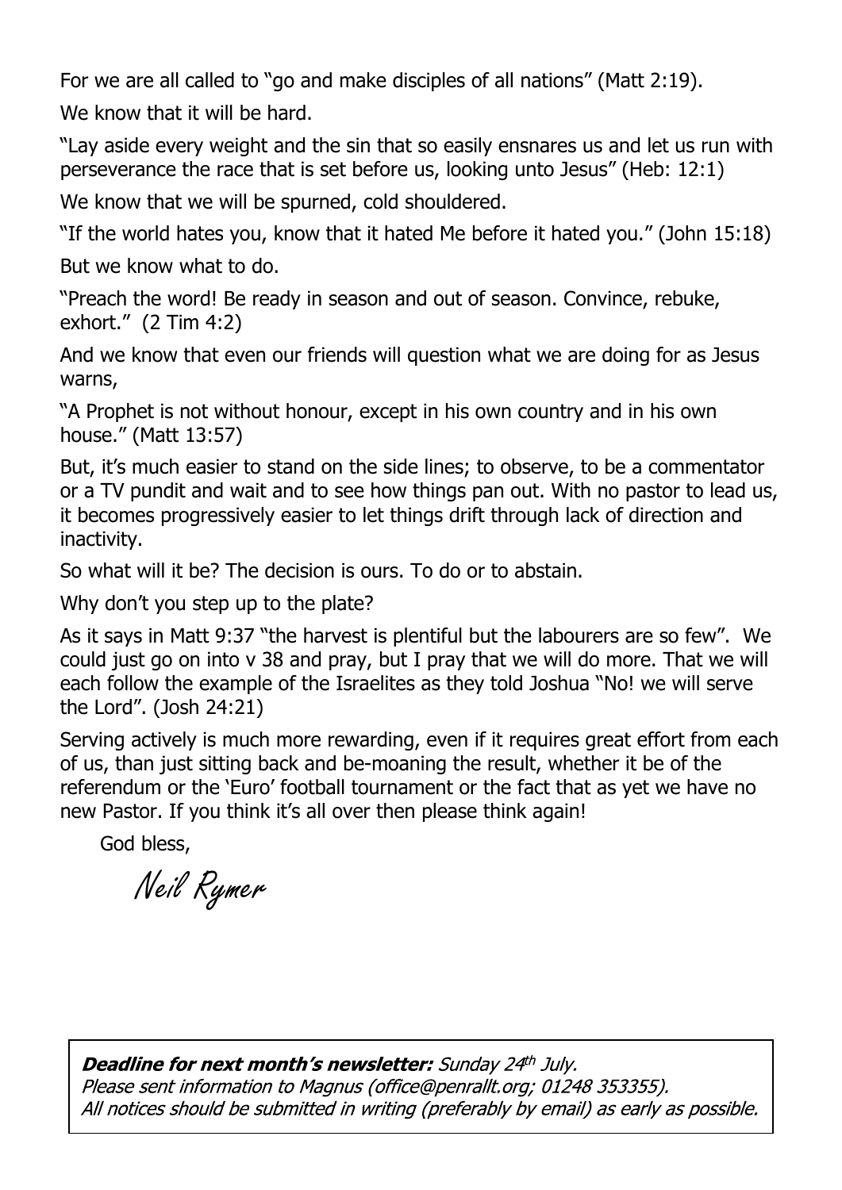For we are all called to "go and make disciples of all nations" (Matt 2:19).

We know that it will be hard.

"Lay aside every weight and the sin that so easily ensnares us and let us run with perseverance the race that is set before us, looking unto Jesus" (Heb: 12:1)

We know that we will be spurned, cold shouldered.

"If the world hates you, know that it hated Me before it hated you." (John 15:18)

But we know what to do.

"Preach the word! Be ready in season and out of season. Convince, rebuke, exhort." (2 Tim 4:2)

And we know that even our friends will question what we are doing for as Jesus warns,

"A Prophet is not without honour, except in his own country and in his own house." (Matt 13:57)

But, it's much easier to stand on the side lines; to observe, to be a commentator or a TV pundit and wait and to see how things pan out. With no pastor to lead us, it becomes progressively easier to let things drift through lack of direction and inactivity.

So what will it be? The decision is ours. To do or to abstain.

Why don't you step up to the plate?

As it says in Matt 9:37 "the harvest is plentiful but the labourers are so few". We could just go on into v 38 and pray, but I pray that we will do more. That we will each follow the example of the Israelites as they told Joshua "No! we will serve the Lord". (Josh 24:21)

Serving actively is much more rewarding, even if it requires great effort from each of us, than just sitting back and be-moaning the result, whether it be of the referendum or the 'Euro' football tournament or the fact that as yet we have no new Pastor. If you think it's all over then please think again!

God bless,

*Neil Rymer*

***Deadline for next month's newsletter:*** *Sunday 24th July.*
*Please sent information to Magnus (office@penrallt.org; 01248 353355).*
*All notices should be submitted in writing (preferably by email) as early as possible.*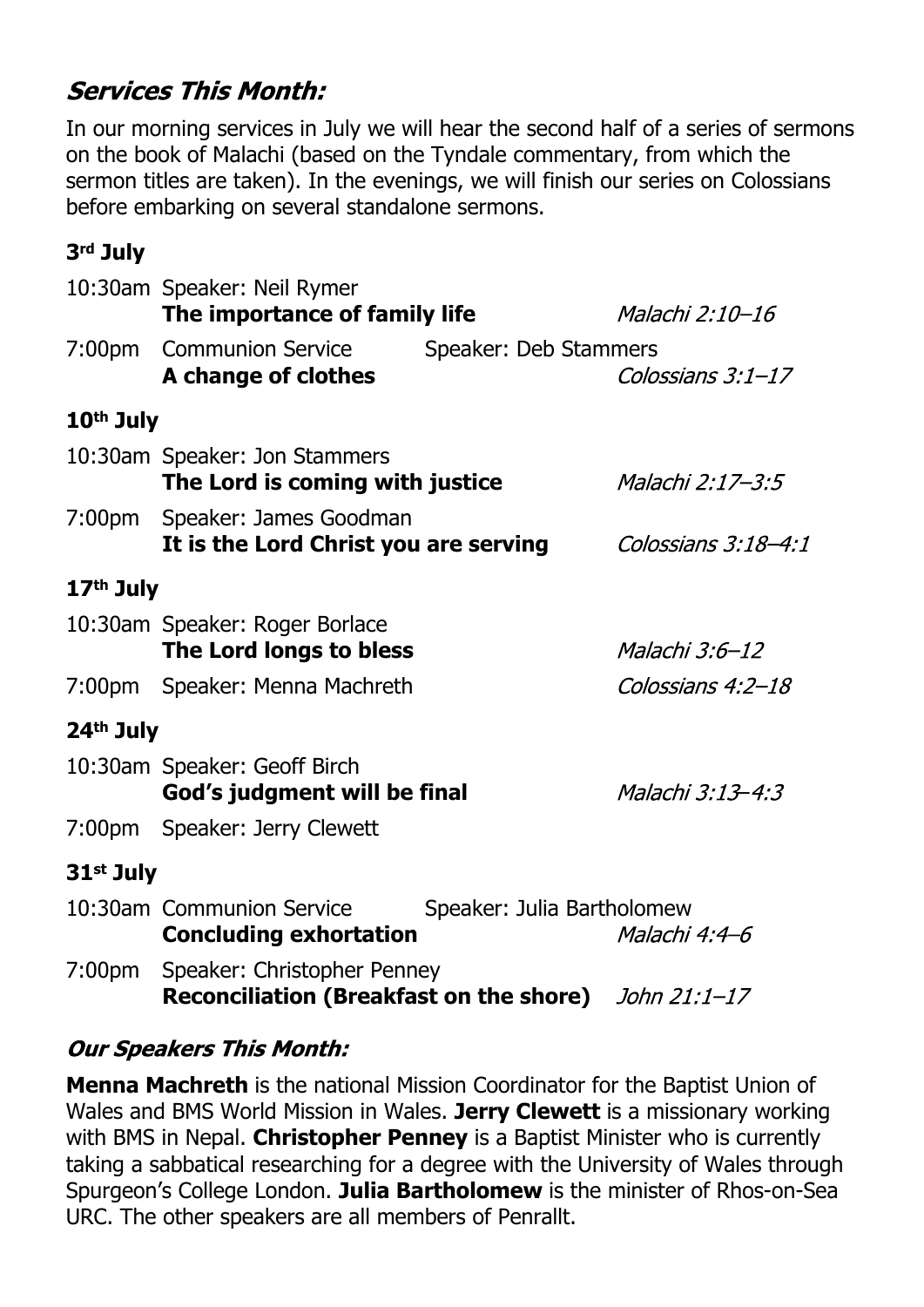## *Services This Month:*

In our morning services in July we will hear the second half of a series of sermons on the book of Malachi (based on the Tyndale commentary, from which the sermon titles are taken). In the evenings, we will finish our series on Colossians before embarking on several standalone sermons.

### 3rd July

10:30am Speaker: Neil Rymer
**The importance of family life** *Malachi 2:10–16*

7:00pm Communion Service Speaker: Deb Stammers
**A change of clothes** *Colossians 3:1–17*

### 10th July

10:30am Speaker: Jon Stammers
**The Lord is coming with justice** *Malachi 2:17–3:5*

7:00pm Speaker: James Goodman
**It is the Lord Christ you are serving** *Colossians 3:18–4:1*

### 17th July

10:30am Speaker: Roger Borlace
**The Lord longs to bless** *Malachi 3:6–12*

7:00pm Speaker: Menna Machreth *Colossians 4:2–18*

### 24th July

10:30am Speaker: Geoff Birch
**God's judgment will be final** *Malachi 3:13–4:3*

7:00pm Speaker: Jerry Clewett

### 31st July

10:30am Communion Service Speaker: Julia Bartholomew
**Concluding exhortation** *Malachi 4:4–6*

7:00pm Speaker: Christopher Penney
**Reconciliation (Breakfast on the shore)** *John 21:1–17*

## *Our Speakers This Month:*

**Menna Machreth** is the national Mission Coordinator for the Baptist Union of Wales and BMS World Mission in Wales. **Jerry Clewett** is a missionary working with BMS in Nepal. **Christopher Penney** is a Baptist Minister who is currently taking a sabbatical researching for a degree with the University of Wales through Spurgeon's College London. **Julia Bartholomew** is the minister of Rhos-on-Sea URC. The other speakers are all members of Penrallt.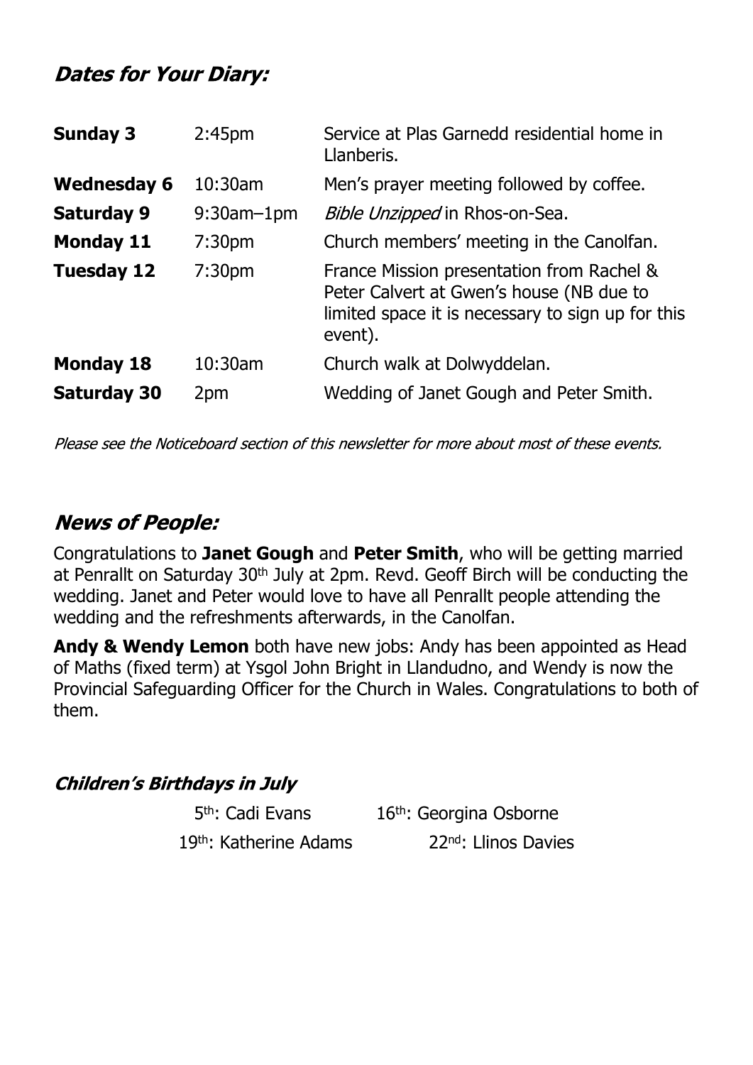## *Dates for Your Diary:*

| | | |
|---|---|---|
| **Sunday 3** | 2:45pm | Service at Plas Garnedd residential home in Llanberis. |
| **Wednesday 6** | 10:30am | Men's prayer meeting followed by coffee. |
| **Saturday 9** | 9:30am–1pm | *Bible Unzipped* in Rhos-on-Sea. |
| **Monday 11** | 7:30pm | Church members' meeting in the Canolfan. |
| **Tuesday 12** | 7:30pm | France Mission presentation from Rachel & Peter Calvert at Gwen's house (NB due to limited space it is necessary to sign up for this event). |
| **Monday 18** | 10:30am | Church walk at Dolwyddelan. |
| **Saturday 30** | 2pm | Wedding of Janet Gough and Peter Smith. |

*Please see the Noticeboard section of this newsletter for more about most of these events.*

## *News of People:*

Congratulations to **Janet Gough** and **Peter Smith**, who will be getting married at Penrallt on Saturday 30th July at 2pm. Revd. Geoff Birch will be conducting the wedding. Janet and Peter would love to have all Penrallt people attending the wedding and the refreshments afterwards, in the Canolfan.

**Andy & Wendy Lemon** both have new jobs: Andy has been appointed as Head of Maths (fixed term) at Ysgol John Bright in Llandudno, and Wendy is now the Provincial Safeguarding Officer for the Church in Wales. Congratulations to both of them.

### *Children's Birthdays in July*

5th: Cadi Evans    16th: Georgina Osborne

19th: Katherine Adams    22nd: Llinos Davies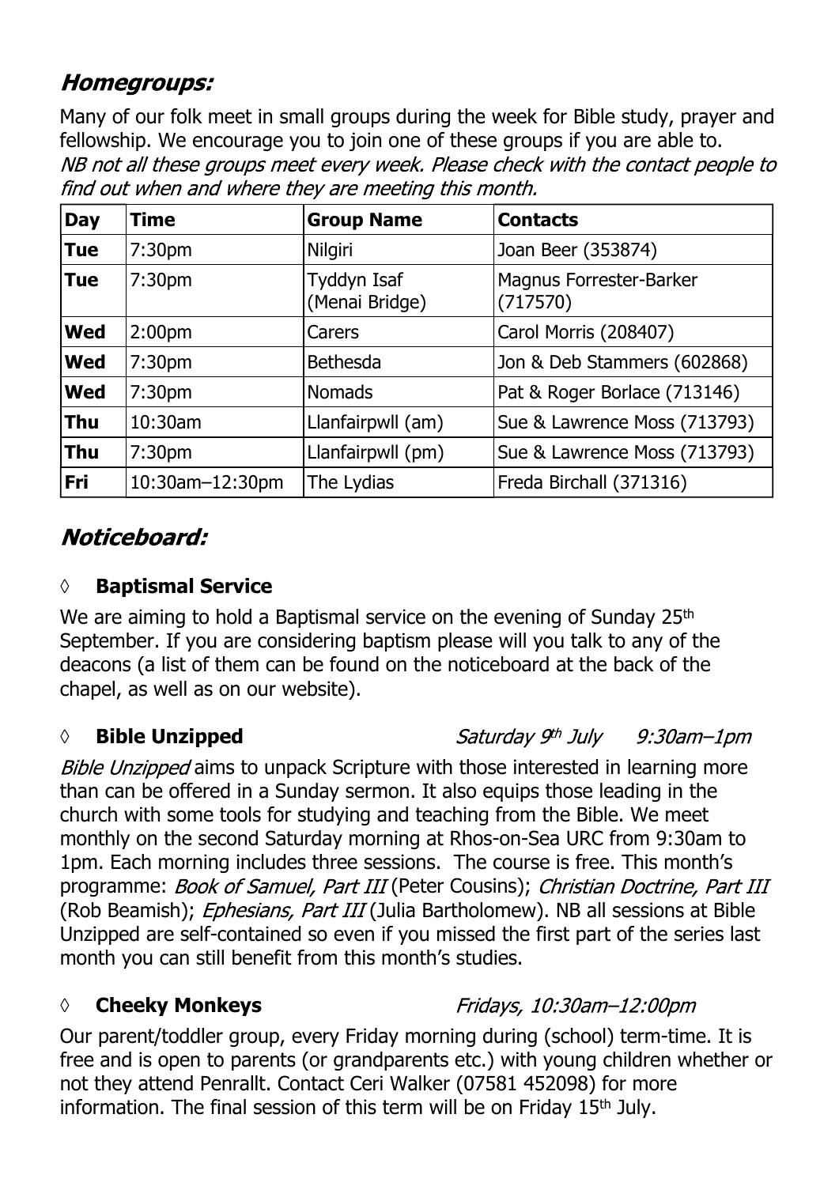## *Homegroups:*

Many of our folk meet in small groups during the week for Bible study, prayer and fellowship. We encourage you to join one of these groups if you are able to.
*NB not all these groups meet every week. Please check with the contact people to find out when and where they are meeting this month.*

| Day | Time | Group Name | Contacts |
|---|---|---|---|
| **Tue** | 7:30pm | Nilgiri | Joan Beer (353874) |
| **Tue** | 7:30pm | Tyddyn Isaf (Menai Bridge) | Magnus Forrester-Barker (717570) |
| **Wed** | 2:00pm | Carers | Carol Morris (208407) |
| **Wed** | 7:30pm | Bethesda | Jon & Deb Stammers (602868) |
| **Wed** | 7:30pm | Nomads | Pat & Roger Borlace (713146) |
| **Thu** | 10:30am | Llanfairpwll (am) | Sue & Lawrence Moss (713793) |
| **Thu** | 7:30pm | Llanfairpwll (pm) | Sue & Lawrence Moss (713793) |
| **Fri** | 10:30am–12:30pm | The Lydias | Freda Birchall (371316) |

## *Noticeboard:*

### ◊ **Baptismal Service**

We are aiming to hold a Baptismal service on the evening of Sunday 25th September. If you are considering baptism please will you talk to any of the deacons (a list of them can be found on the noticeboard at the back of the chapel, as well as on our website).

### ◊ **Bible Unzipped** *Saturday 9th July 9:30am–1pm*

*Bible Unzipped* aims to unpack Scripture with those interested in learning more than can be offered in a Sunday sermon. It also equips those leading in the church with some tools for studying and teaching from the Bible. We meet monthly on the second Saturday morning at Rhos-on-Sea URC from 9:30am to 1pm. Each morning includes three sessions. The course is free. This month's programme: *Book of Samuel, Part III* (Peter Cousins); *Christian Doctrine, Part III* (Rob Beamish); *Ephesians, Part III* (Julia Bartholomew). NB all sessions at Bible Unzipped are self-contained so even if you missed the first part of the series last month you can still benefit from this month's studies.

### ◊ **Cheeky Monkeys** *Fridays, 10:30am–12:00pm*

Our parent/toddler group, every Friday morning during (school) term-time. It is free and is open to parents (or grandparents etc.) with young children whether or not they attend Penrallt. Contact Ceri Walker (07581 452098) for more information. The final session of this term will be on Friday 15th July.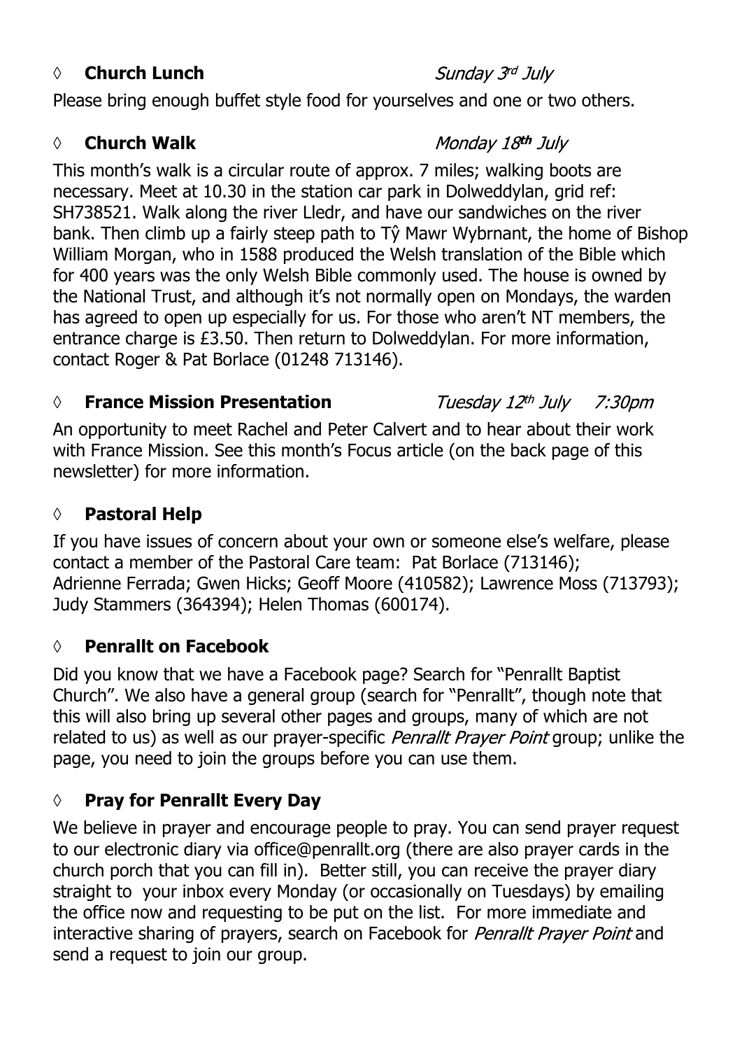### ◊ **Church Lunch** *Sunday 3rd July*

Please bring enough buffet style food for yourselves and one or two others.

### ◊ **Church Walk** *Monday 18th July*

This month's walk is a circular route of approx. 7 miles; walking boots are necessary. Meet at 10.30 in the station car park in Dolweddylan, grid ref: SH738521. Walk along the river Lledr, and have our sandwiches on the river bank. Then climb up a fairly steep path to Tŷ Mawr Wybrnant, the home of Bishop William Morgan, who in 1588 produced the Welsh translation of the Bible which for 400 years was the only Welsh Bible commonly used. The house is owned by the National Trust, and although it's not normally open on Mondays, the warden has agreed to open up especially for us. For those who aren't NT members, the entrance charge is £3.50. Then return to Dolweddylan. For more information, contact Roger & Pat Borlace (01248 713146).

### ◊ **France Mission Presentation** *Tuesday 12th July 7:30pm*

An opportunity to meet Rachel and Peter Calvert and to hear about their work with France Mission. See this month's Focus article (on the back page of this newsletter) for more information.

### ◊ **Pastoral Help**

If you have issues of concern about your own or someone else's welfare, please contact a member of the Pastoral Care team: Pat Borlace (713146); Adrienne Ferrada; Gwen Hicks; Geoff Moore (410582); Lawrence Moss (713793); Judy Stammers (364394); Helen Thomas (600174).

### ◊ **Penrallt on Facebook**

Did you know that we have a Facebook page? Search for "Penrallt Baptist Church". We also have a general group (search for "Penrallt", though note that this will also bring up several other pages and groups, many of which are not related to us) as well as our prayer-specific *Penrallt Prayer Point* group; unlike the page, you need to join the groups before you can use them.

### ◊ **Pray for Penrallt Every Day**

We believe in prayer and encourage people to pray. You can send prayer request to our electronic diary via office@penrallt.org (there are also prayer cards in the church porch that you can fill in). Better still, you can receive the prayer diary straight to your inbox every Monday (or occasionally on Tuesdays) by emailing the office now and requesting to be put on the list. For more immediate and interactive sharing of prayers, search on Facebook for *Penrallt Prayer Point* and send a request to join our group.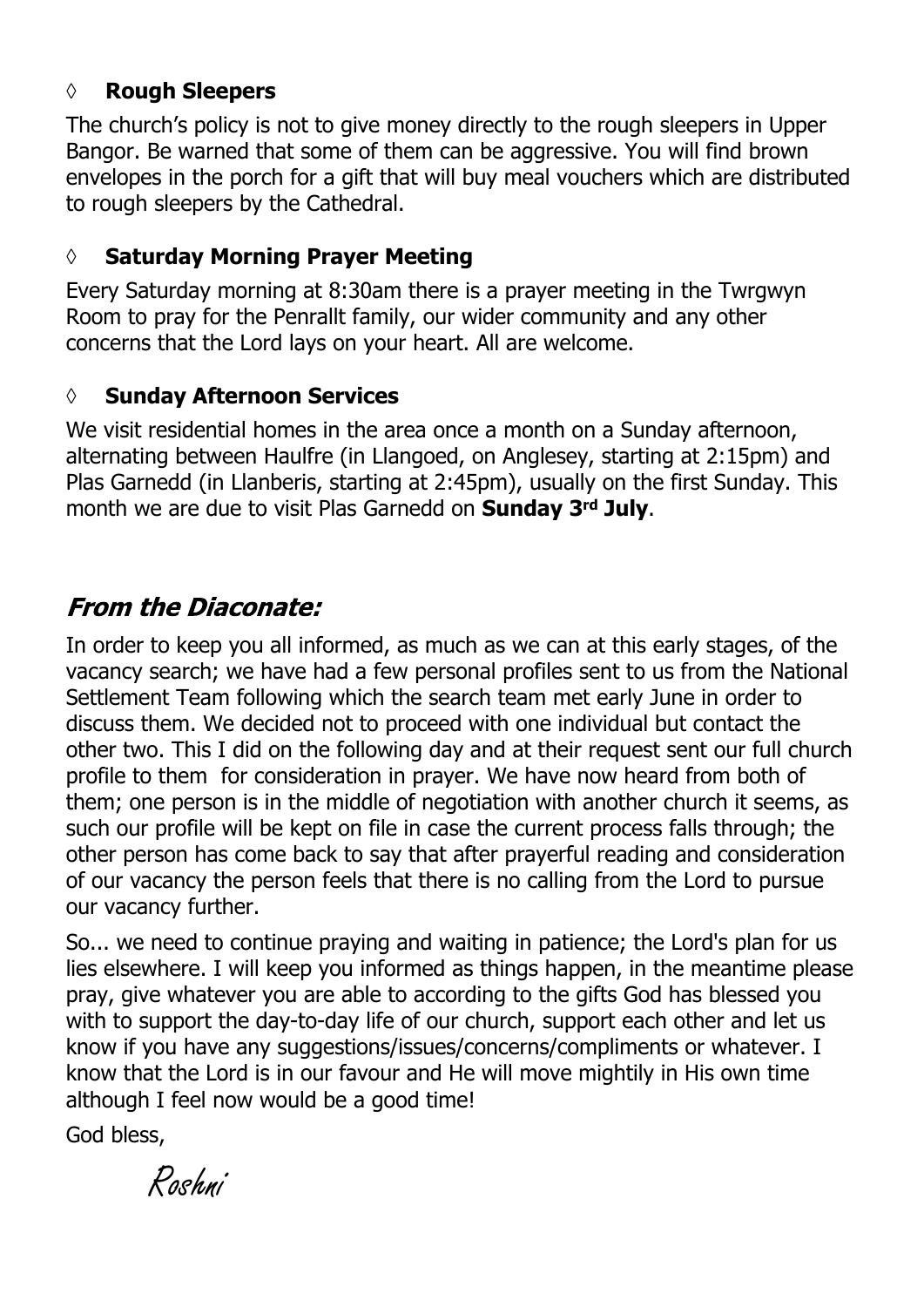- ◊ **Rough Sleepers**

The church's policy is not to give money directly to the rough sleepers in Upper Bangor. Be warned that some of them can be aggressive. You will find brown envelopes in the porch for a gift that will buy meal vouchers which are distributed to rough sleepers by the Cathedral.

- ◊ **Saturday Morning Prayer Meeting**

Every Saturday morning at 8:30am there is a prayer meeting in the Twrgwyn Room to pray for the Penrallt family, our wider community and any other concerns that the Lord lays on your heart. All are welcome.

- ◊ **Sunday Afternoon Services**

We visit residential homes in the area once a month on a Sunday afternoon, alternating between Haulfre (in Llangoed, on Anglesey, starting at 2:15pm) and Plas Garnedd (in Llanberis, starting at 2:45pm), usually on the first Sunday. This month we are due to visit Plas Garnedd on **Sunday 3rd July**.

## *From the Diaconate:*

In order to keep you all informed, as much as we can at this early stages, of the vacancy search; we have had a few personal profiles sent to us from the National Settlement Team following which the search team met early June in order to discuss them. We decided not to proceed with one individual but contact the other two. This I did on the following day and at their request sent our full church profile to them for consideration in prayer. We have now heard from both of them; one person is in the middle of negotiation with another church it seems, as such our profile will be kept on file in case the current process falls through; the other person has come back to say that after prayerful reading and consideration of our vacancy the person feels that there is no calling from the Lord to pursue our vacancy further.

So... we need to continue praying and waiting in patience; the Lord's plan for us lies elsewhere. I will keep you informed as things happen, in the meantime please pray, give whatever you are able to according to the gifts God has blessed you with to support the day-to-day life of our church, support each other and let us know if you have any suggestions/issues/concerns/compliments or whatever. I know that the Lord is in our favour and He will move mightily in His own time although I feel now would be a good time!

God bless,

*Roshni*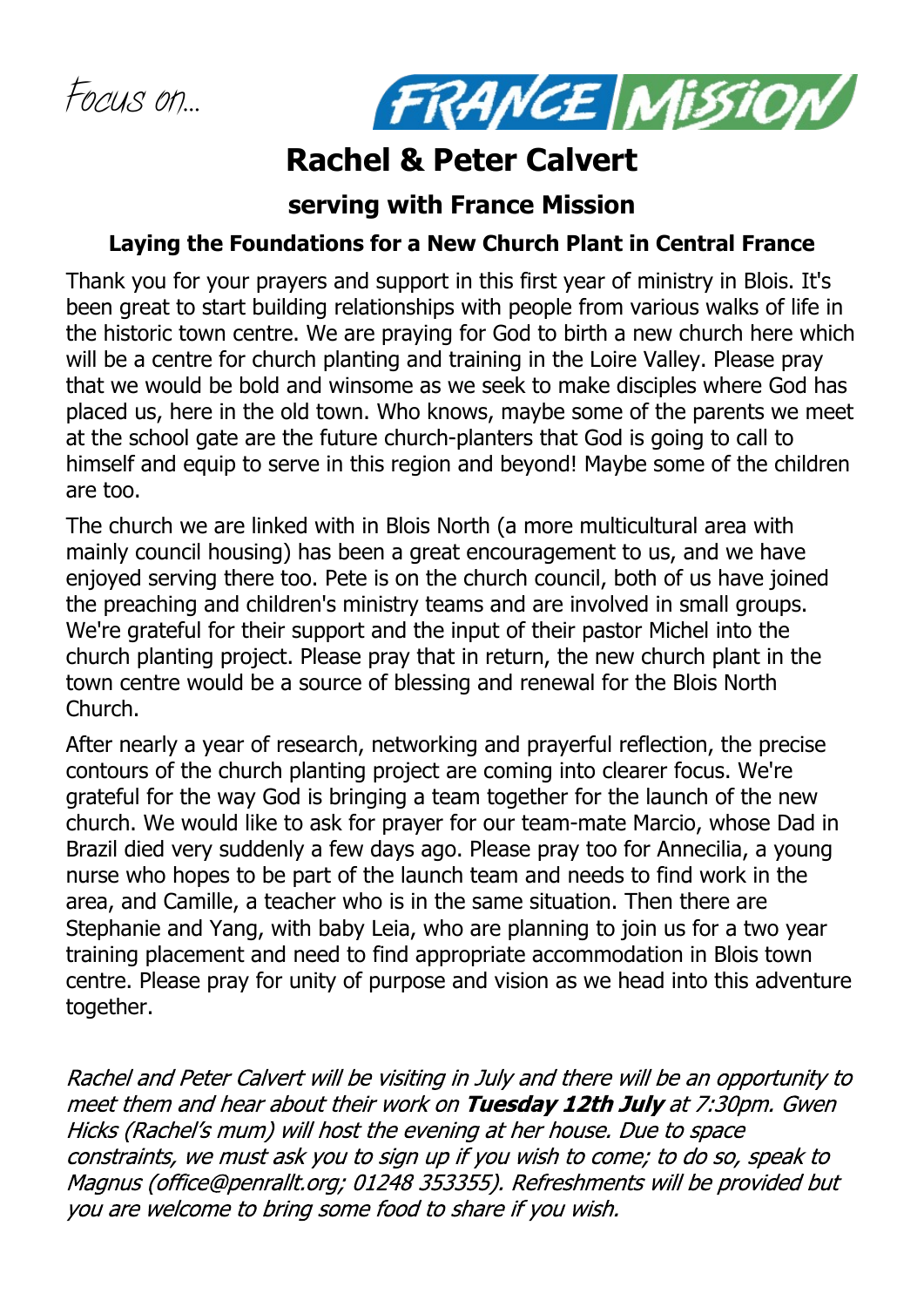*Focus on...*

FRANCE MISSION

# Rachel & Peter Calvert

## serving with France Mission

### Laying the Foundations for a New Church Plant in Central France

Thank you for your prayers and support in this first year of ministry in Blois. It's been great to start building relationships with people from various walks of life in the historic town centre. We are praying for God to birth a new church here which will be a centre for church planting and training in the Loire Valley. Please pray that we would be bold and winsome as we seek to make disciples where God has placed us, here in the old town. Who knows, maybe some of the parents we meet at the school gate are the future church-planters that God is going to call to himself and equip to serve in this region and beyond! Maybe some of the children are too.

The church we are linked with in Blois North (a more multicultural area with mainly council housing) has been a great encouragement to us, and we have enjoyed serving there too. Pete is on the church council, both of us have joined the preaching and children's ministry teams and are involved in small groups. We're grateful for their support and the input of their pastor Michel into the church planting project. Please pray that in return, the new church plant in the town centre would be a source of blessing and renewal for the Blois North Church.

After nearly a year of research, networking and prayerful reflection, the precise contours of the church planting project are coming into clearer focus. We're grateful for the way God is bringing a team together for the launch of the new church. We would like to ask for prayer for our team-mate Marcio, whose Dad in Brazil died very suddenly a few days ago. Please pray too for Annecilia, a young nurse who hopes to be part of the launch team and needs to find work in the area, and Camille, a teacher who is in the same situation. Then there are Stephanie and Yang, with baby Leia, who are planning to join us for a two year training placement and need to find appropriate accommodation in Blois town centre. Please pray for unity of purpose and vision as we head into this adventure together.

*Rachel and Peter Calvert will be visiting in July and there will be an opportunity to meet them and hear about their work on **Tuesday 12th July** at 7:30pm. Gwen Hicks (Rachel's mum) will host the evening at her house. Due to space constraints, we must ask you to sign up if you wish to come; to do so, speak to Magnus (office@penrallt.org; 01248 353355). Refreshments will be provided but you are welcome to bring some food to share if you wish.*